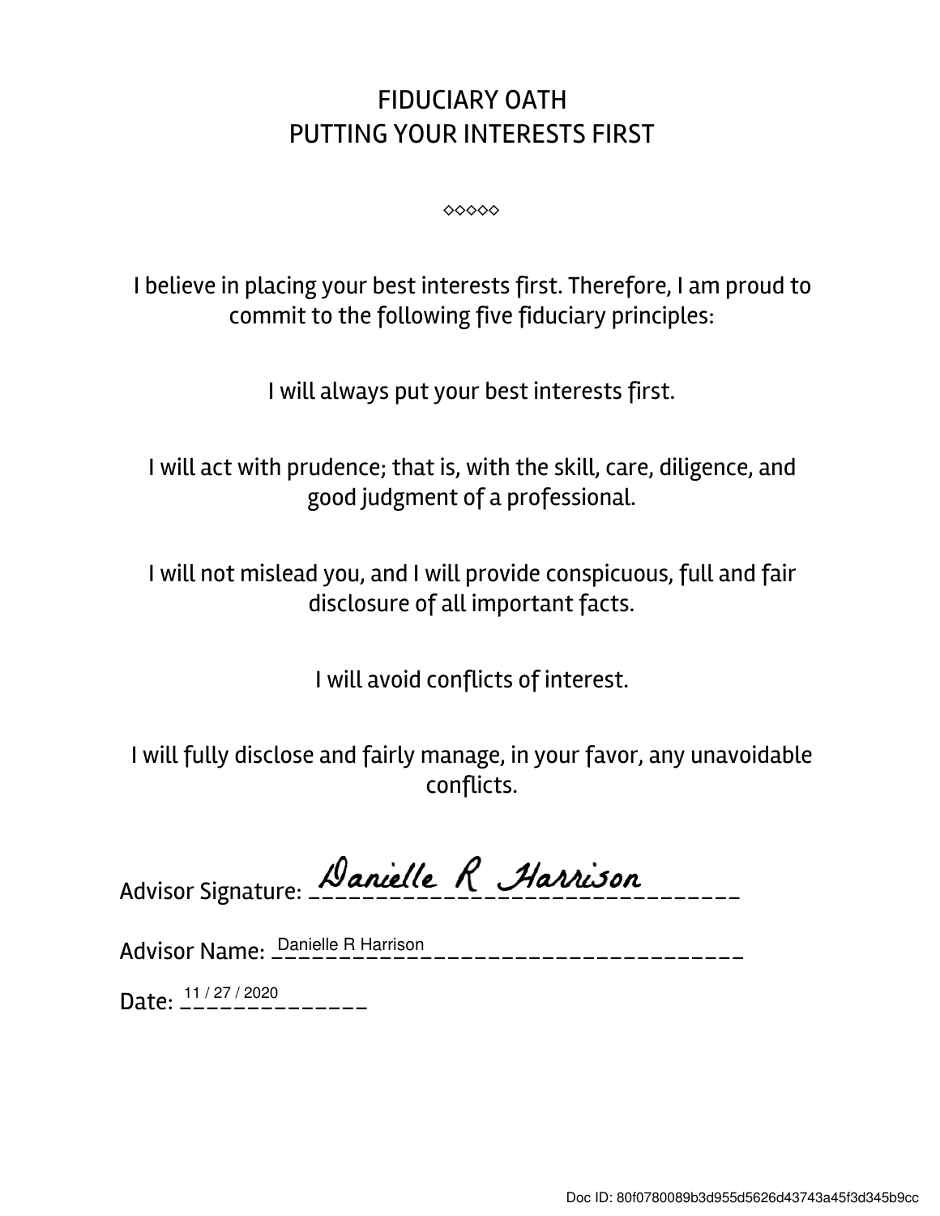# FIDUCIARY OATH
# PUTTING YOUR INTERESTS FIRST

◇◇◇◇◇

I believe in placing your best interests first. Therefore, I am proud to commit to the following five fiduciary principles:

I will always put your best interests first.

I will act with prudence; that is, with the skill, care, diligence, and good judgment of a professional.

I will not mislead you, and I will provide conspicuous, full and fair disclosure of all important facts.

I will avoid conflicts of interest.

I will fully disclose and fairly manage, in your favor, any unavoidable conflicts.

Advisor Signature: Danielle R Harrison

Advisor Name: Danielle R Harrison

Date: 11 / 27 / 2020

Doc ID: 80f0780089b3d955d5626d43743a45f3d345b9cc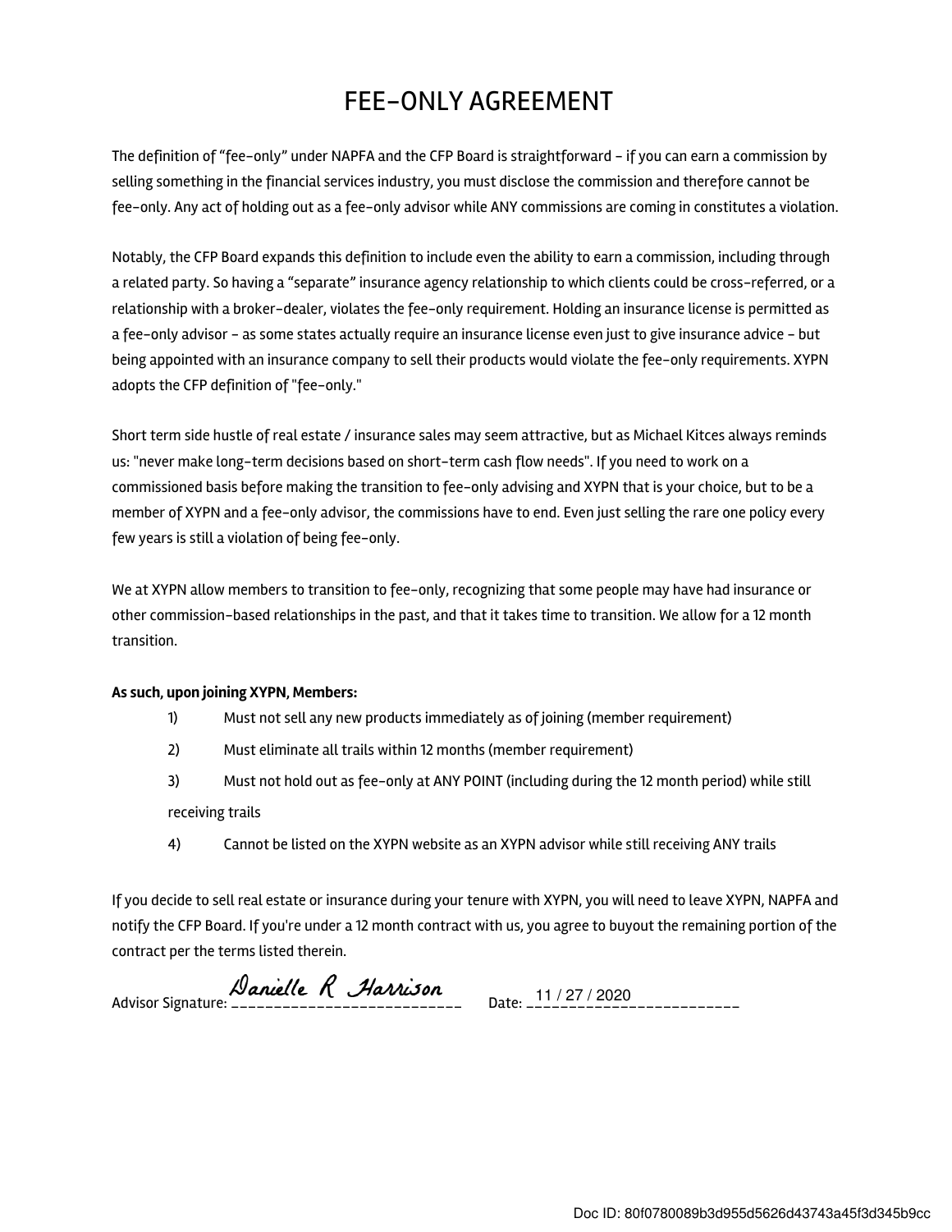# FEE-ONLY AGREEMENT

The definition of "fee-only" under NAPFA and the CFP Board is straightforward – if you can earn a commission by selling something in the financial services industry, you must disclose the commission and therefore cannot be fee-only. Any act of holding out as a fee-only advisor while ANY commissions are coming in constitutes a violation.

Notably, the CFP Board expands this definition to include even the ability to earn a commission, including through a related party. So having a "separate" insurance agency relationship to which clients could be cross-referred, or a relationship with a broker-dealer, violates the fee-only requirement. Holding an insurance license is permitted as a fee-only advisor – as some states actually require an insurance license even just to give insurance advice – but being appointed with an insurance company to sell their products would violate the fee-only requirements. XYPN adopts the CFP definition of "fee-only."

Short term side hustle of real estate / insurance sales may seem attractive, but as Michael Kitces always reminds us: "never make long-term decisions based on short-term cash flow needs". If you need to work on a commissioned basis before making the transition to fee-only advising and XYPN that is your choice, but to be a member of XYPN and a fee-only advisor, the commissions have to end. Even just selling the rare one policy every few years is still a violation of being fee-only.

We at XYPN allow members to transition to fee-only, recognizing that some people may have had insurance or other commission-based relationships in the past, and that it takes time to transition. We allow for a 12 month transition.

**As such, upon joining XYPN, Members:**

1) Must not sell any new products immediately as of joining (member requirement)
2) Must eliminate all trails within 12 months (member requirement)
3) Must not hold out as fee-only at ANY POINT (including during the 12 month period) while still receiving trails
4) Cannot be listed on the XYPN website as an XYPN advisor while still receiving ANY trails

If you decide to sell real estate or insurance during your tenure with XYPN, you will need to leave XYPN, NAPFA and notify the CFP Board. If you're under a 12 month contract with us, you agree to buyout the remaining portion of the contract per the terms listed therein.

Advisor Signature: Danielle R Harrison Date: 11 / 27 / 2020

Doc ID: 80f0780089b3d955d5626d43743a45f3d345b9cc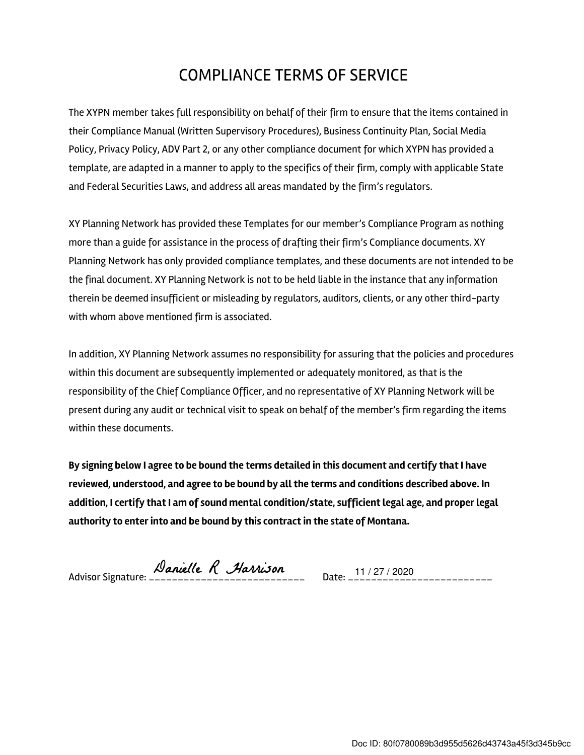# COMPLIANCE TERMS OF SERVICE

The XYPN member takes full responsibility on behalf of their firm to ensure that the items contained in their Compliance Manual (Written Supervisory Procedures), Business Continuity Plan, Social Media Policy, Privacy Policy, ADV Part 2, or any other compliance document for which XYPN has provided a template, are adapted in a manner to apply to the specifics of their firm, comply with applicable State and Federal Securities Laws, and address all areas mandated by the firm's regulators.

XY Planning Network has provided these Templates for our member's Compliance Program as nothing more than a guide for assistance in the process of drafting their firm's Compliance documents. XY Planning Network has only provided compliance templates, and these documents are not intended to be the final document. XY Planning Network is not to be held liable in the instance that any information therein be deemed insufficient or misleading by regulators, auditors, clients, or any other third-party with whom above mentioned firm is associated.

In addition, XY Planning Network assumes no responsibility for assuring that the policies and procedures within this document are subsequently implemented or adequately monitored, as that is the responsibility of the Chief Compliance Officer, and no representative of XY Planning Network will be present during any audit or technical visit to speak on behalf of the member's firm regarding the items within these documents.

**By signing below I agree to be bound the terms detailed in this document and certify that I have reviewed, understood, and agree to be bound by all the terms and conditions described above. In addition, I certify that I am of sound mental condition/state, sufficient legal age, and proper legal authority to enter into and be bound by this contract in the state of Montana.**

Advisor Signature: Danielle R Harrison Date: 11 / 27 / 2020

Doc ID: 80f0780089b3d955d5626d43743a45f3d345b9cc